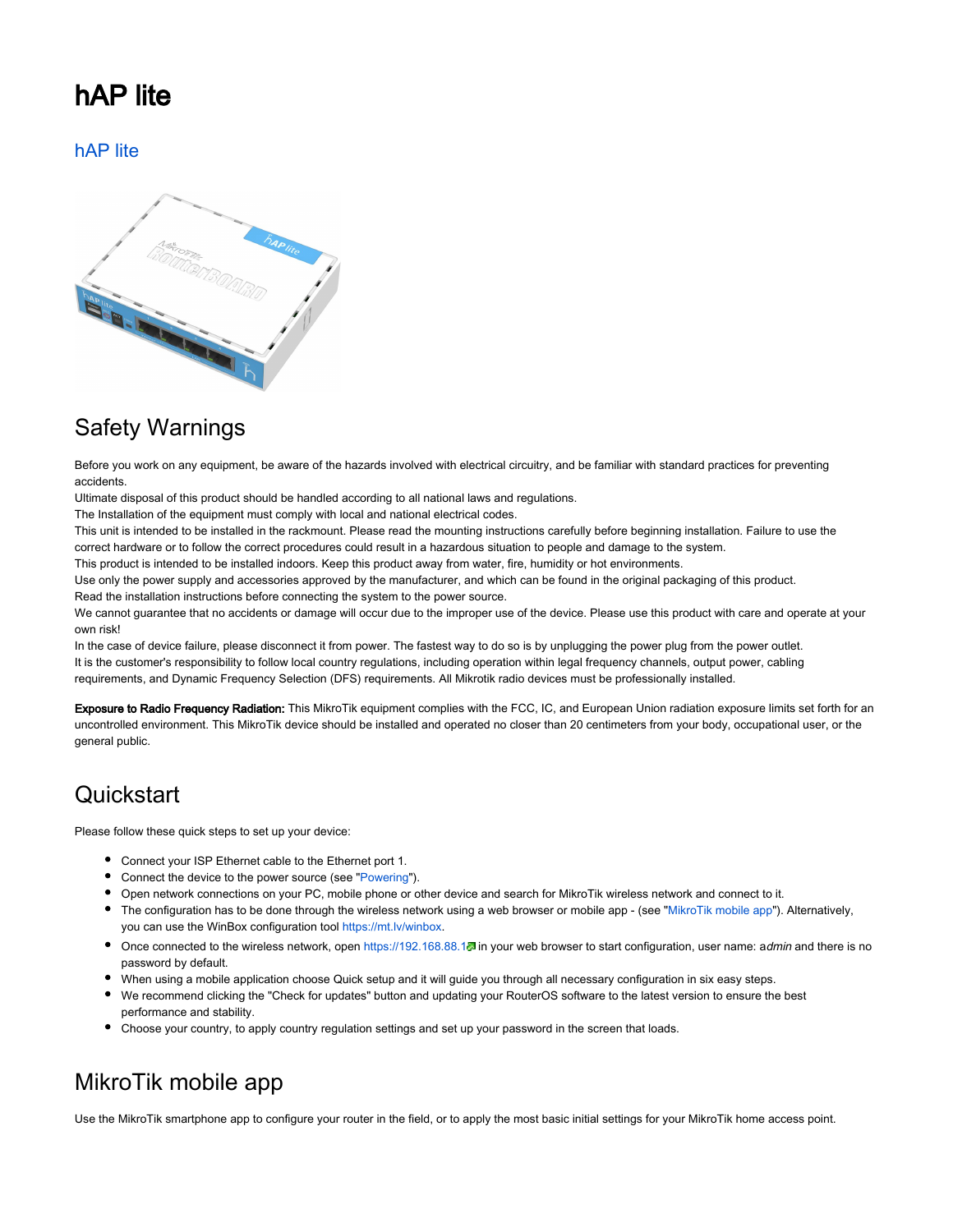# hAP lite

## hAP lite

## Safety Warnings

Before you work on any equipment, be aware of the hazards involved with electrical circuitry, and be familiar with standard practices for preventing accidents.
Ultimate disposal of this product should be handled according to all national laws and regulations.
The Installation of the equipment must comply with local and national electrical codes.
This unit is intended to be installed in the rackmount. Please read the mounting instructions carefully before beginning installation. Failure to use the correct hardware or to follow the correct procedures could result in a hazardous situation to people and damage to the system.
This product is intended to be installed indoors. Keep this product away from water, fire, humidity or hot environments.
Use only the power supply and accessories approved by the manufacturer, and which can be found in the original packaging of this product.
Read the installation instructions before connecting the system to the power source.
We cannot guarantee that no accidents or damage will occur due to the improper use of the device. Please use this product with care and operate at your own risk!
In the case of device failure, please disconnect it from power. The fastest way to do so is by unplugging the power plug from the power outlet.
It is the customer's responsibility to follow local country regulations, including operation within legal frequency channels, output power, cabling requirements, and Dynamic Frequency Selection (DFS) requirements. All Mikrotik radio devices must be professionally installed.

**Exposure to Radio Frequency Radiation:** This MikroTik equipment complies with the FCC, IC, and European Union radiation exposure limits set forth for an uncontrolled environment. This MikroTik device should be installed and operated no closer than 20 centimeters from your body, occupational user, or the general public.

## Quickstart

Please follow these quick steps to set up your device:

- Connect your ISP Ethernet cable to the Ethernet port 1.
- Connect the device to the power source (see "Powering").
- Open network connections on your PC, mobile phone or other device and search for MikroTik wireless network and connect to it.
- The configuration has to be done through the wireless network using a web browser or mobile app - (see "MikroTik mobile app"). Alternatively, you can use the WinBox configuration tool https://mt.lv/winbox.
- Once connected to the wireless network, open https://192.168.88.1 in your web browser to start configuration, user name: a*dmin* and there is no password by default.
- When using a mobile application choose Quick setup and it will guide you through all necessary configuration in six easy steps.
- We recommend clicking the "Check for updates" button and updating your RouterOS software to the latest version to ensure the best performance and stability.
- Choose your country, to apply country regulation settings and set up your password in the screen that loads.

## MikroTik mobile app

Use the MikroTik smartphone app to configure your router in the field, or to apply the most basic initial settings for your MikroTik home access point.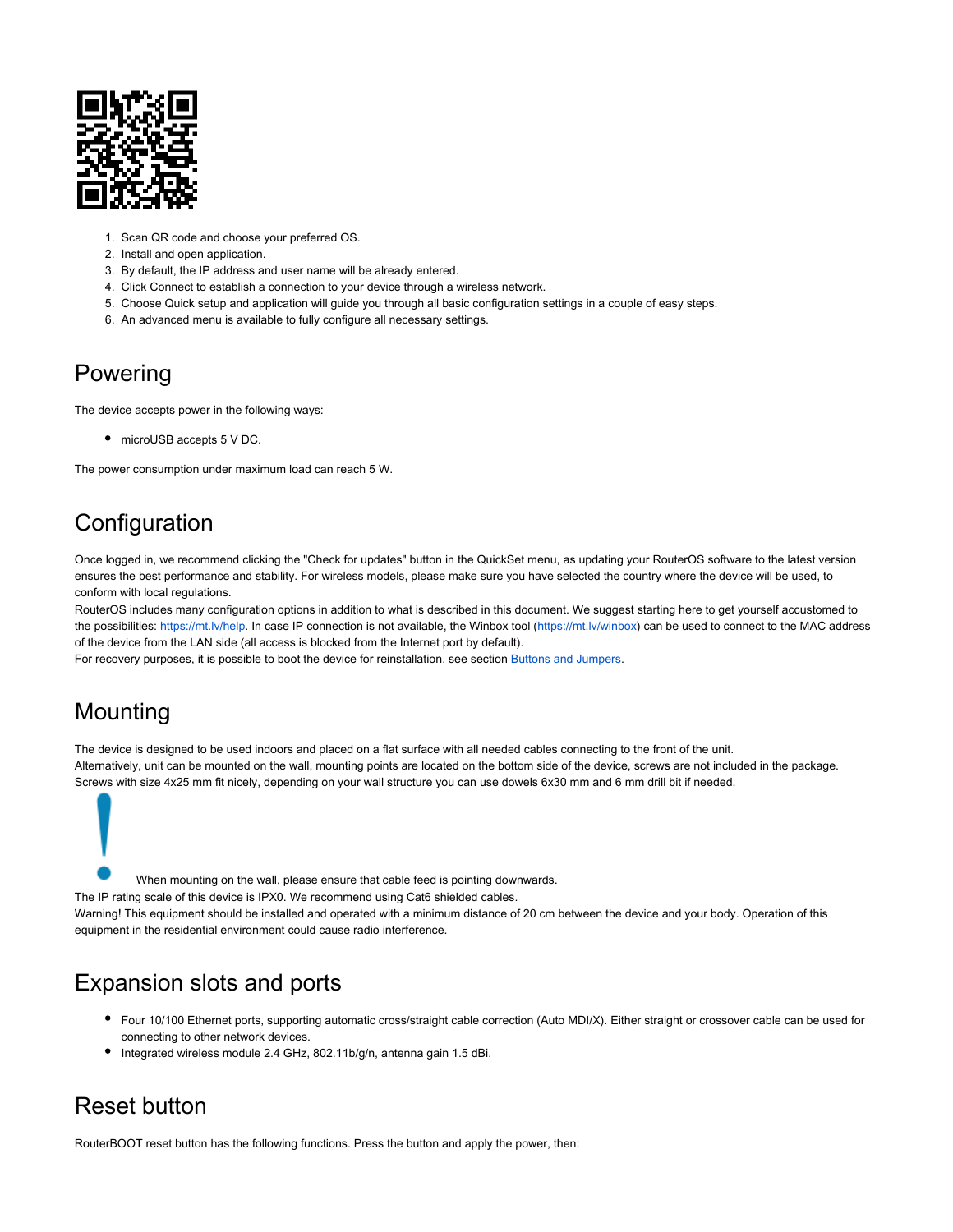1. Scan QR code and choose your preferred OS.
2. Install and open application.
3. By default, the IP address and user name will be already entered.
4. Click Connect to establish a connection to your device through a wireless network.
5. Choose Quick setup and application will guide you through all basic configuration settings in a couple of easy steps.
6. An advanced menu is available to fully configure all necessary settings.

## Powering

The device accepts power in the following ways:

- microUSB accepts 5 V DC.

The power consumption under maximum load can reach 5 W.

## Configuration

Once logged in, we recommend clicking the "Check for updates" button in the QuickSet menu, as updating your RouterOS software to the latest version ensures the best performance and stability. For wireless models, please make sure you have selected the country where the device will be used, to conform with local regulations.
RouterOS includes many configuration options in addition to what is described in this document. We suggest starting here to get yourself accustomed to the possibilities: https://mt.lv/help. In case IP connection is not available, the Winbox tool (https://mt.lv/winbox) can be used to connect to the MAC address of the device from the LAN side (all access is blocked from the Internet port by default).
For recovery purposes, it is possible to boot the device for reinstallation, see section Buttons and Jumpers.

## Mounting

The device is designed to be used indoors and placed on a flat surface with all needed cables connecting to the front of the unit.
Alternatively, unit can be mounted on the wall, mounting points are located on the bottom side of the device, screws are not included in the package. Screws with size 4x25 mm fit nicely, depending on your wall structure you can use dowels 6x30 mm and 6 mm drill bit if needed.

When mounting on the wall, please ensure that cable feed is pointing downwards.
The IP rating scale of this device is IPX0. We recommend using Cat6 shielded cables.
Warning! This equipment should be installed and operated with a minimum distance of 20 cm between the device and your body. Operation of this equipment in the residential environment could cause radio interference.

## Expansion slots and ports

- Four 10/100 Ethernet ports, supporting automatic cross/straight cable correction (Auto MDI/X). Either straight or crossover cable can be used for connecting to other network devices.
- Integrated wireless module 2.4 GHz, 802.11b/g/n, antenna gain 1.5 dBi.

## Reset button

RouterBOOT reset button has the following functions. Press the button and apply the power, then: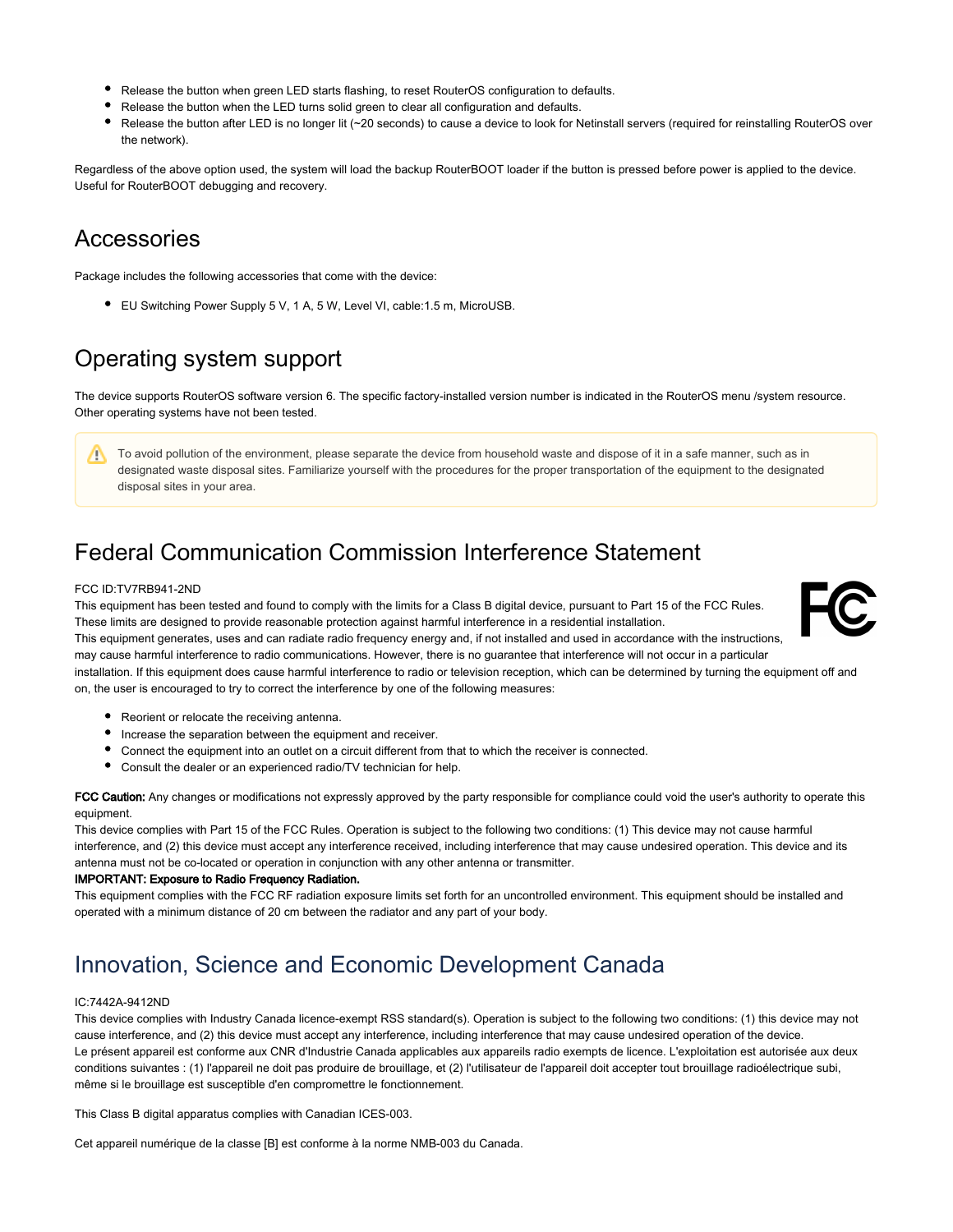- Release the button when green LED starts flashing, to reset RouterOS configuration to defaults.
- Release the button when the LED turns solid green to clear all configuration and defaults.
- Release the button after LED is no longer lit (~20 seconds) to cause a device to look for Netinstall servers (required for reinstalling RouterOS over the network).

Regardless of the above option used, the system will load the backup RouterBOOT loader if the button is pressed before power is applied to the device. Useful for RouterBOOT debugging and recovery.

## Accessories

Package includes the following accessories that come with the device:

- EU Switching Power Supply 5 V, 1 A, 5 W, Level VI, cable:1.5 m, MicroUSB.

## Operating system support

The device supports RouterOS software version 6. The specific factory-installed version number is indicated in the RouterOS menu /system resource. Other operating systems have not been tested.

> To avoid pollution of the environment, please separate the device from household waste and dispose of it in a safe manner, such as in designated waste disposal sites. Familiarize yourself with the procedures for the proper transportation of the equipment to the designated disposal sites in your area.

## Federal Communication Commission Interference Statement

FCC ID:TV7RB941-2ND

This equipment has been tested and found to comply with the limits for a Class B digital device, pursuant to Part 15 of the FCC Rules. These limits are designed to provide reasonable protection against harmful interference in a residential installation.

This equipment generates, uses and can radiate radio frequency energy and, if not installed and used in accordance with the instructions, may cause harmful interference to radio communications. However, there is no guarantee that interference will not occur in a particular installation. If this equipment does cause harmful interference to radio or television reception, which can be determined by turning the equipment off and on, the user is encouraged to try to correct the interference by one of the following measures:

- Reorient or relocate the receiving antenna.
- Increase the separation between the equipment and receiver.
- Connect the equipment into an outlet on a circuit different from that to which the receiver is connected.
- Consult the dealer or an experienced radio/TV technician for help.

**FCC Caution:** Any changes or modifications not expressly approved by the party responsible for compliance could void the user's authority to operate this equipment.

This device complies with Part 15 of the FCC Rules. Operation is subject to the following two conditions: (1) This device may not cause harmful interference, and (2) this device must accept any interference received, including interference that may cause undesired operation. This device and its antenna must not be co-located or operation in conjunction with any other antenna or transmitter.

**IMPORTANT: Exposure to Radio Frequency Radiation.**

This equipment complies with the FCC RF radiation exposure limits set forth for an uncontrolled environment. This equipment should be installed and operated with a minimum distance of 20 cm between the radiator and any part of your body.

## Innovation, Science and Economic Development Canada

IC:7442A-9412ND

This device complies with Industry Canada licence-exempt RSS standard(s). Operation is subject to the following two conditions: (1) this device may not cause interference, and (2) this device must accept any interference, including interference that may cause undesired operation of the device.

Le présent appareil est conforme aux CNR d'Industrie Canada applicables aux appareils radio exempts de licence. L'exploitation est autorisée aux deux conditions suivantes : (1) l'appareil ne doit pas produire de brouillage, et (2) l'utilisateur de l'appareil doit accepter tout brouillage radioélectrique subi, même si le brouillage est susceptible d'en compromettre le fonctionnement.

This Class B digital apparatus complies with Canadian ICES-003.

Cet appareil numérique de la classe [B] est conforme à la norme NMB-003 du Canada.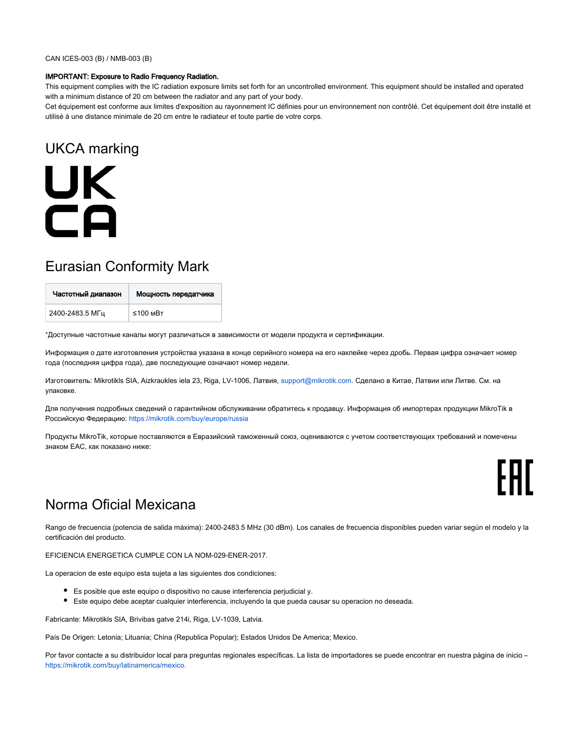CAN ICES-003 (B) / NMB-003 (B)

**IMPORTANT: Exposure to Radio Frequency Radiation.**
This equipment complies with the IC radiation exposure limits set forth for an uncontrolled environment. This equipment should be installed and operated with a minimum distance of 20 cm between the radiator and any part of your body.
Cet équipement est conforme aux limites d'exposition au rayonnement IC définies pour un environnement non contrôlé. Cet équipement doit être installé et utilisé à une distance minimale de 20 cm entre le radiateur et toute partie de votre corps.

## UKCA marking

UK
CA

## Eurasian Conformity Mark

| Частотный диапазон | Мощность передатчика |
| --- | --- |
| 2400-2483.5 МГц | ≤100 мВт |

*Доступные частотные каналы могут различаться в зависимости от модели продукта и сертификации.

Информация о дате изготовления устройства указана в конце серийного номера на его наклейке через дробь. Первая цифра означает номер года (последняя цифра года), две последующие означают номер недели.

Изготовитель: Mikrotikls SIA, Aizkraukles iela 23, Riga, LV-1006, Латвия, support@mikrotik.com. Сделано в Китае, Латвии или Литве. См. на упаковке.

Для получения подробных сведений о гарантийном обслуживании обратитесь к продавцу. Информация об импортерах продукции MikroTik в Российскую Федерацию: https://mikrotik.com/buy/europe/russia

Продукты MikroTik, которые поставляются в Евразийский таможенный союз, оцениваются с учетом соответствующих требований и помечены знаком EAC, как показано ниже:

EAC

## Norma Oficial Mexicana

Rango de frecuencia (potencia de salida máxima): 2400-2483.5 MHz (30 dBm). Los canales de frecuencia disponibles pueden variar según el modelo y la certificación del producto.

EFICIENCIA ENERGETICA CUMPLE CON LA NOM-029-ENER-2017.

La operacion de este equipo esta sujeta a las siguientes dos condiciones:

- Es posible que este equipo o dispositivo no cause interferencia perjudicial y.
- Este equipo debe aceptar cualquier interferencia, incluyendo la que pueda causar su operacion no deseada.

Fabricante: Mikrotikls SIA, Brivibas gatve 214i, Riga, LV-1039, Latvia.

País De Origen: Letonia; Lituania; China (Republica Popular); Estados Unidos De America; Mexico.

Por favor contacte a su distribuidor local para preguntas regionales específicas. La lista de importadores se puede encontrar en nuestra página de inicio – https://mikrotik.com/buy/latinamerica/mexico.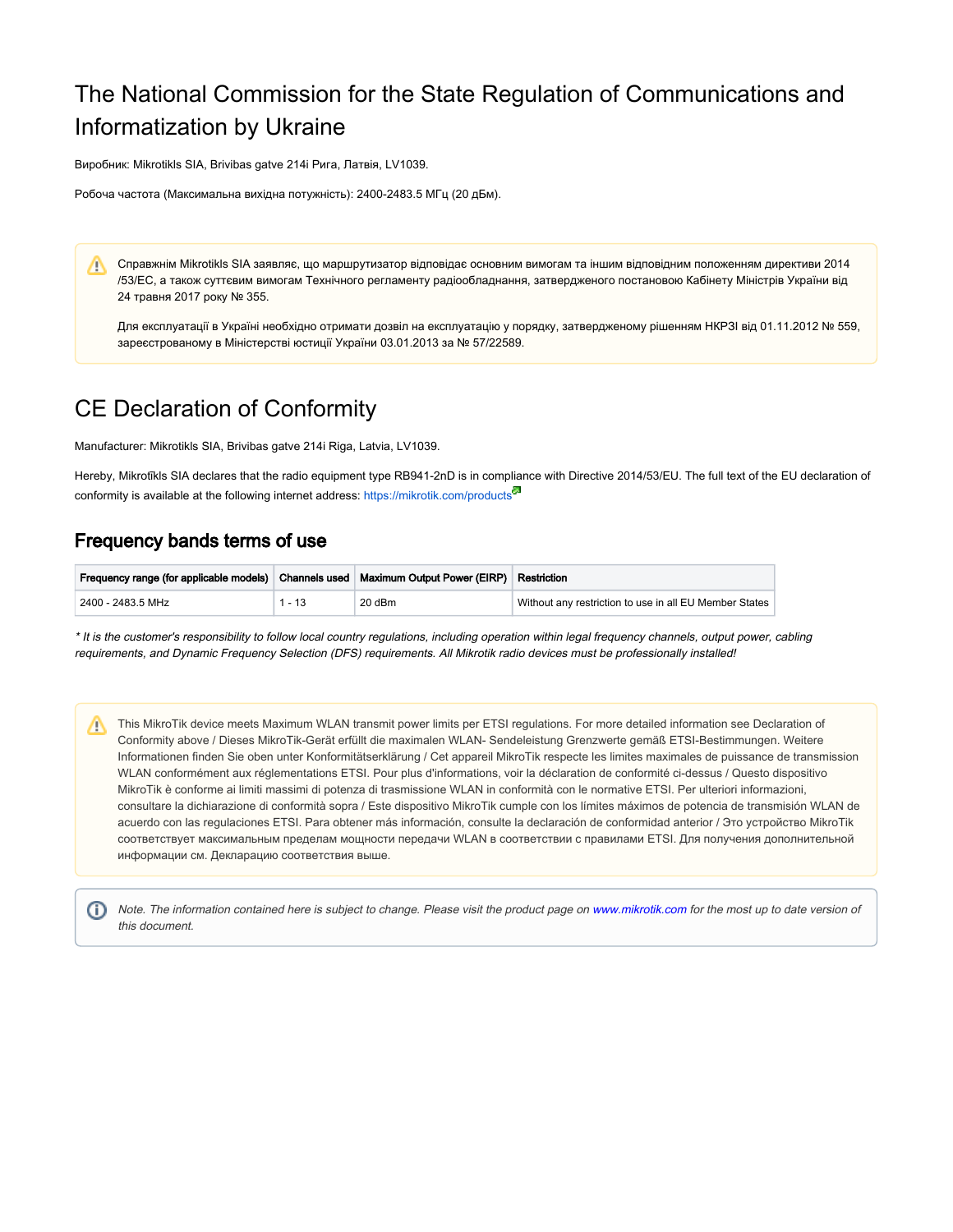# The National Commission for the State Regulation of Communications and Informatization by Ukraine

Виробник: Mikrotikls SIA, Brivibas gatve 214i Рига, Латвія, LV1039.

Робоча частота (Максимальна вихідна потужність): 2400-2483.5 МГц (20 дБм).

> Справжнім Mikrotikls SIA заявляє, що маршрутизатор відповідає основним вимогам та іншим відповідним положенням директиви 2014/53/EC, а також суттєвим вимогам Технічного регламенту радіообладнання, затвердженого постановою Кабінету Міністрів України від 24 травня 2017 року № 355.
>
> Для експлуатації в Україні необхідно отримати дозвіл на експлуатацію у порядку, затвердженому рішенням НКРЗІ від 01.11.2012 № 559, зареєстрованому в Міністерстві юстиції України 03.01.2013 за № 57/22589.

# CE Declaration of Conformity

Manufacturer: Mikrotikls SIA, Brivibas gatve 214i Riga, Latvia, LV1039.

Hereby, Mikrotīkls SIA declares that the radio equipment type RB941-2nD is in compliance with Directive 2014/53/EU. The full text of the EU declaration of conformity is available at the following internet address: https://mikrotik.com/products

## Frequency bands terms of use

| Frequency range (for applicable models) | Channels used | Maximum Output Power (EIRP) | Restriction |
|---|---|---|---|
| 2400 - 2483.5 MHz | 1 - 13 | 20 dBm | Without any restriction to use in all EU Member States |

*\* It is the customer's responsibility to follow local country regulations, including operation within legal frequency channels, output power, cabling requirements, and Dynamic Frequency Selection (DFS) requirements. All Mikrotik radio devices must be professionally installed!*

> This MikroTik device meets Maximum WLAN transmit power limits per ETSI regulations. For more detailed information see Declaration of Conformity above / Dieses MikroTik-Gerät erfüllt die maximalen WLAN- Sendeleistung Grenzwerte gemäß ETSI-Bestimmungen. Weitere Informationen finden Sie oben unter Konformitätserklärung / Cet appareil MikroTik respecte les limites maximales de puissance de transmission WLAN conformément aux réglementations ETSI. Pour plus d'informations, voir la déclaration de conformité ci-dessus / Questo dispositivo MikroTik è conforme ai limiti massimi di potenza di trasmissione WLAN in conformità con le normative ETSI. Per ulteriori informazioni, consultare la dichiarazione di conformità sopra / Este dispositivo MikroTik cumple con los límites máximos de potencia de transmisión WLAN de acuerdo con las regulaciones ETSI. Para obtener más información, consulte la declaración de conformidad anterior / Это устройство MikroTik соответствует максимальным пределам мощности передачи WLAN в соответствии с правилами ETSI. Для получения дополнительной информации см. Декларацию соответствия выше.

> *Note. The information contained here is subject to change. Please visit the product page on www.mikrotik.com for the most up to date version of this document.*